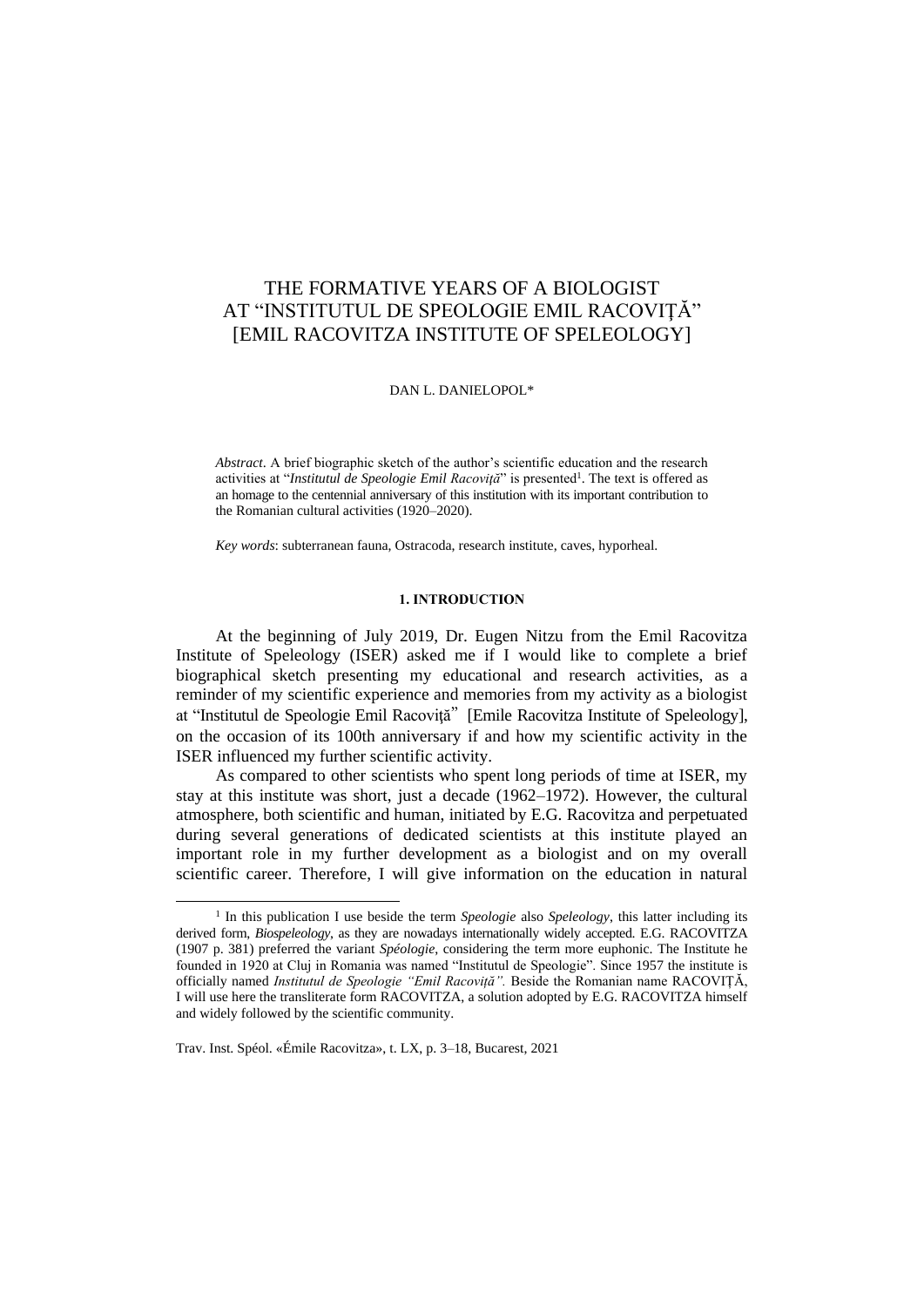# THE FORMATIVE YEARS OF A BIOLOGIST AT "INSTITUTUL DE SPEOLOGIE EMIL RACOVIŢĂ" [EMIL RACOVITZA INSTITUTE OF SPELEOLOGY]

DAN L. DANIELOPOL*

*Abstract*. A brief biographic sketch of the author's scientific education and the research activities at "*Institutul de Speologie Emil Racoviţă*" is presented[1]. The text is offered as an homage to the centennial anniversary of this institution with its important contribution to the Romanian cultural activities (1920–2020).

*Key words*: subterranean fauna, Ostracoda, research institute, caves, hyporheal.

## 1. INTRODUCTION

At the beginning of July 2019, Dr. Eugen Nitzu from the Emil Racovitza Institute of Speleology (ISER) asked me if I would like to complete a brief biographical sketch presenting my educational and research activities, as a reminder of my scientific experience and memories from my activity as a biologist at "Institutul de Speologie Emil Racoviţă" [Emile Racovitza Institute of Speleology], on the occasion of its 100th anniversary if and how my scientific activity in the ISER influenced my further scientific activity.

As compared to other scientists who spent long periods of time at ISER, my stay at this institute was short, just a decade (1962–1972). However, the cultural atmosphere, both scientific and human, initiated by E.G. Racovitza and perpetuated during several generations of dedicated scientists at this institute played an important role in my further development as a biologist and on my overall scientific career. Therefore, I will give information on the education in natural

[1] In this publication I use beside the term *Speologie* also *Speleology*, this latter including its derived form, *Biospeleology*, as they are nowadays internationally widely accepted. E.G. RACOVITZA (1907 p. 381) preferred the variant *Spéologie*, considering the term more euphonic. The Institute he founded in 1920 at Cluj in Romania was named "Institutul de Speologie". Since 1957 the institute is officially named *Institutul de Speologie "Emil Racoviţă".* Beside the Romanian name RACOVIŢĂ, I will use here the transliterate form RACOVITZA, a solution adopted by E.G. RACOVITZA himself and widely followed by the scientific community.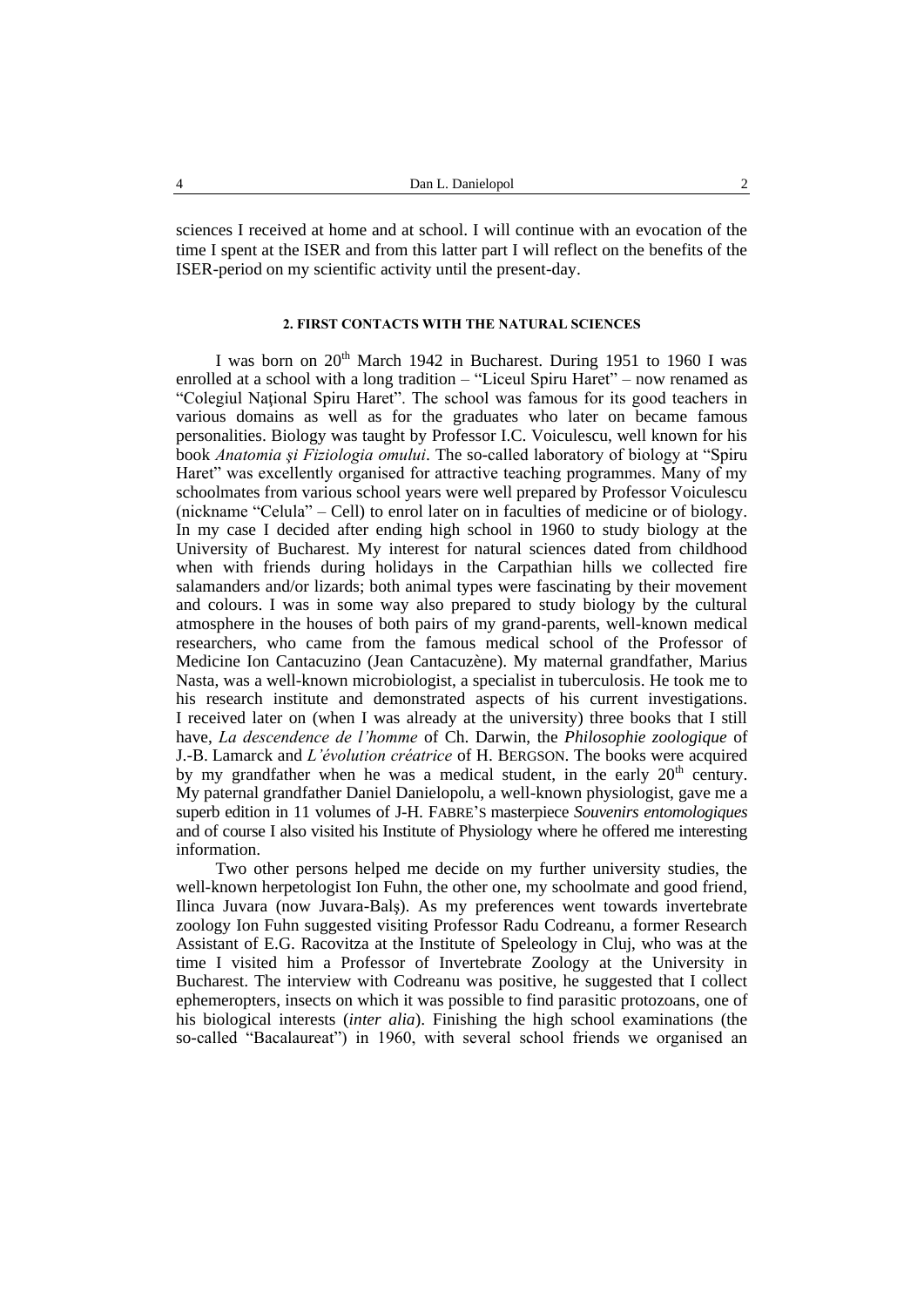sciences I received at home and at school. I will continue with an evocation of the time I spent at the ISER and from this latter part I will reflect on the benefits of the ISER-period on my scientific activity until the present-day.

## 2. FIRST CONTACTS WITH THE NATURAL SCIENCES

I was born on 20th March 1942 in Bucharest. During 1951 to 1960 I was enrolled at a school with a long tradition – "Liceul Spiru Haret" – now renamed as "Colegiul Naţional Spiru Haret". The school was famous for its good teachers in various domains as well as for the graduates who later on became famous personalities. Biology was taught by Professor I.C. Voiculescu, well known for his book *Anatomia şi Fiziologia omului*. The so-called laboratory of biology at "Spiru Haret" was excellently organised for attractive teaching programmes. Many of my schoolmates from various school years were well prepared by Professor Voiculescu (nickname "Celula" – Cell) to enrol later on in faculties of medicine or of biology. In my case I decided after ending high school in 1960 to study biology at the University of Bucharest. My interest for natural sciences dated from childhood when with friends during holidays in the Carpathian hills we collected fire salamanders and/or lizards; both animal types were fascinating by their movement and colours. I was in some way also prepared to study biology by the cultural atmosphere in the houses of both pairs of my grand-parents, well-known medical researchers, who came from the famous medical school of the Professor of Medicine Ion Cantacuzino (Jean Cantacuzène). My maternal grandfather, Marius Nasta, was a well-known microbiologist, a specialist in tuberculosis. He took me to his research institute and demonstrated aspects of his current investigations. I received later on (when I was already at the university) three books that I still have, *La descendence de l'homme* of Ch. Darwin, the *Philosophie zoologique* of J.-B. Lamarck and *L'évolution créatrice* of H. BERGSON. The books were acquired by my grandfather when he was a medical student, in the early 20th century. My paternal grandfather Daniel Danielopolu, a well-known physiologist, gave me a superb edition in 11 volumes of J-H. FABRE'S masterpiece *Souvenirs entomologiques* and of course I also visited his Institute of Physiology where he offered me interesting information.

Two other persons helped me decide on my further university studies, the well-known herpetologist Ion Fuhn, the other one, my schoolmate and good friend, Ilinca Juvara (now Juvara-Balş). As my preferences went towards invertebrate zoology Ion Fuhn suggested visiting Professor Radu Codreanu, a former Research Assistant of E.G. Racovitza at the Institute of Speleology in Cluj, who was at the time I visited him a Professor of Invertebrate Zoology at the University in Bucharest. The interview with Codreanu was positive, he suggested that I collect ephemeropters, insects on which it was possible to find parasitic protozoans, one of his biological interests (*inter alia*). Finishing the high school examinations (the so-called "Bacalaureat") in 1960, with several school friends we organised an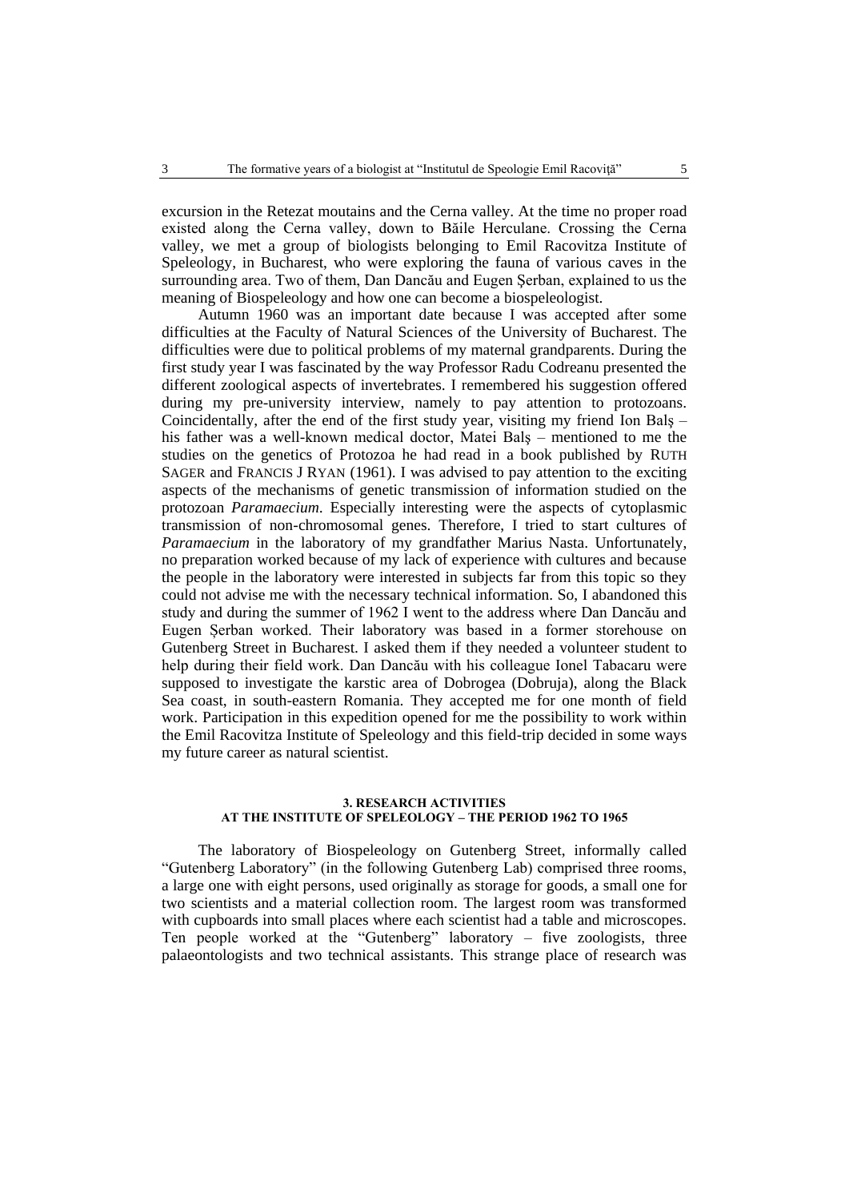excursion in the Retezat moutains and the Cerna valley. At the time no proper road existed along the Cerna valley, down to Băile Herculane. Crossing the Cerna valley, we met a group of biologists belonging to Emil Racovitza Institute of Speleology, in Bucharest, who were exploring the fauna of various caves in the surrounding area. Two of them, Dan Dancău and Eugen Şerban, explained to us the meaning of Biospeleology and how one can become a biospeleologist.

Autumn 1960 was an important date because I was accepted after some difficulties at the Faculty of Natural Sciences of the University of Bucharest. The difficulties were due to political problems of my maternal grandparents. During the first study year I was fascinated by the way Professor Radu Codreanu presented the different zoological aspects of invertebrates. I remembered his suggestion offered during my pre-university interview, namely to pay attention to protozoans. Coincidentally, after the end of the first study year, visiting my friend Ion Balş – his father was a well-known medical doctor, Matei Balş – mentioned to me the studies on the genetics of Protozoa he had read in a book published by RUTH SAGER and FRANCIS J RYAN (1961). I was advised to pay attention to the exciting aspects of the mechanisms of genetic transmission of information studied on the protozoan *Paramaecium*. Especially interesting were the aspects of cytoplasmic transmission of non-chromosomal genes. Therefore, I tried to start cultures of *Paramaecium* in the laboratory of my grandfather Marius Nasta. Unfortunately, no preparation worked because of my lack of experience with cultures and because the people in the laboratory were interested in subjects far from this topic so they could not advise me with the necessary technical information. So, I abandoned this study and during the summer of 1962 I went to the address where Dan Dancău and Eugen Şerban worked. Their laboratory was based in a former storehouse on Gutenberg Street in Bucharest. I asked them if they needed a volunteer student to help during their field work. Dan Dancău with his colleague Ionel Tabacaru were supposed to investigate the karstic area of Dobrogea (Dobruja), along the Black Sea coast, in south-eastern Romania. They accepted me for one month of field work. Participation in this expedition opened for me the possibility to work within the Emil Racovitza Institute of Speleology and this field-trip decided in some ways my future career as natural scientist.

## 3. RESEARCH ACTIVITIES AT THE INSTITUTE OF SPELEOLOGY – THE PERIOD 1962 TO 1965

The laboratory of Biospeleology on Gutenberg Street, informally called "Gutenberg Laboratory" (in the following Gutenberg Lab) comprised three rooms, a large one with eight persons, used originally as storage for goods, a small one for two scientists and a material collection room. The largest room was transformed with cupboards into small places where each scientist had a table and microscopes. Ten people worked at the "Gutenberg" laboratory – five zoologists, three palaeontologists and two technical assistants. This strange place of research was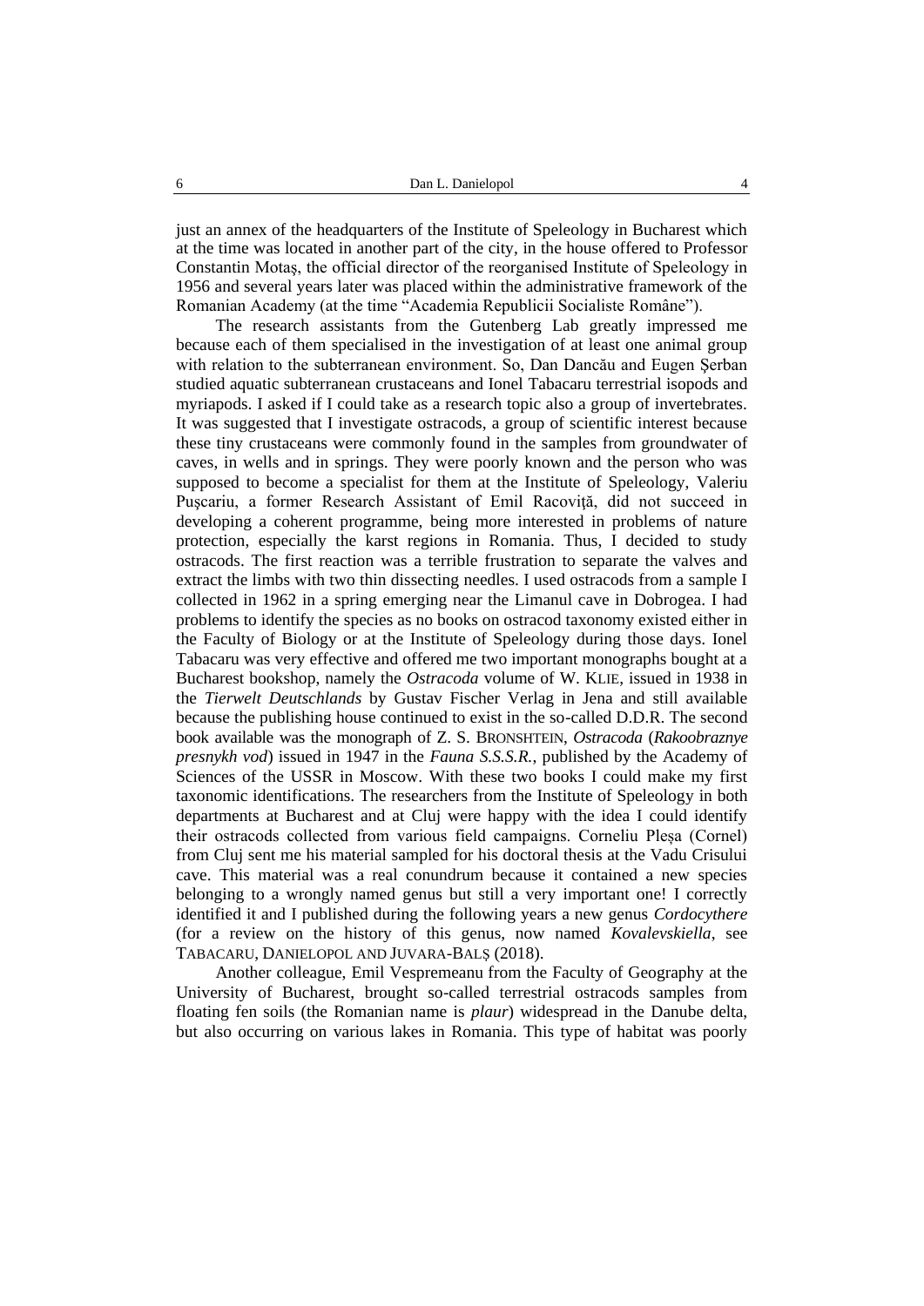just an annex of the headquarters of the Institute of Speleology in Bucharest which at the time was located in another part of the city, in the house offered to Professor Constantin Motaş, the official director of the reorganised Institute of Speleology in 1956 and several years later was placed within the administrative framework of the Romanian Academy (at the time "Academia Republicii Socialiste Române").

The research assistants from the Gutenberg Lab greatly impressed me because each of them specialised in the investigation of at least one animal group with relation to the subterranean environment. So, Dan Dancău and Eugen Şerban studied aquatic subterranean crustaceans and Ionel Tabacaru terrestrial isopods and myriapods. I asked if I could take as a research topic also a group of invertebrates. It was suggested that I investigate ostracods, a group of scientific interest because these tiny crustaceans were commonly found in the samples from groundwater of caves, in wells and in springs. They were poorly known and the person who was supposed to become a specialist for them at the Institute of Speleology, Valeriu Puşcariu, a former Research Assistant of Emil Racoviţă, did not succeed in developing a coherent programme, being more interested in problems of nature protection, especially the karst regions in Romania. Thus, I decided to study ostracods. The first reaction was a terrible frustration to separate the valves and extract the limbs with two thin dissecting needles. I used ostracods from a sample I collected in 1962 in a spring emerging near the Limanul cave in Dobrogea. I had problems to identify the species as no books on ostracod taxonomy existed either in the Faculty of Biology or at the Institute of Speleology during those days. Ionel Tabacaru was very effective and offered me two important monographs bought at a Bucharest bookshop, namely the *Ostracoda* volume of W. KLIE, issued in 1938 in the *Tierwelt Deutschlands* by Gustav Fischer Verlag in Jena and still available because the publishing house continued to exist in the so-called D.D.R. The second book available was the monograph of Z. S. BRONSHTEIN, *Ostracoda* (*Rakoobraznye presnykh vod*) issued in 1947 in the *Fauna S.S.S.R.*, published by the Academy of Sciences of the USSR in Moscow. With these two books I could make my first taxonomic identifications. The researchers from the Institute of Speleology in both departments at Bucharest and at Cluj were happy with the idea I could identify their ostracods collected from various field campaigns. Corneliu Pleşa (Cornel) from Cluj sent me his material sampled for his doctoral thesis at the Vadu Crisului cave. This material was a real conundrum because it contained a new species belonging to a wrongly named genus but still a very important one! I correctly identified it and I published during the following years a new genus *Cordocythere* (for a review on the history of this genus, now named *Kovalevskiella*, see TABACARU, DANIELOPOL AND JUVARA-BALŞ (2018).

Another colleague, Emil Vespremeanu from the Faculty of Geography at the University of Bucharest, brought so-called terrestrial ostracods samples from floating fen soils (the Romanian name is *plaur*) widespread in the Danube delta, but also occurring on various lakes in Romania. This type of habitat was poorly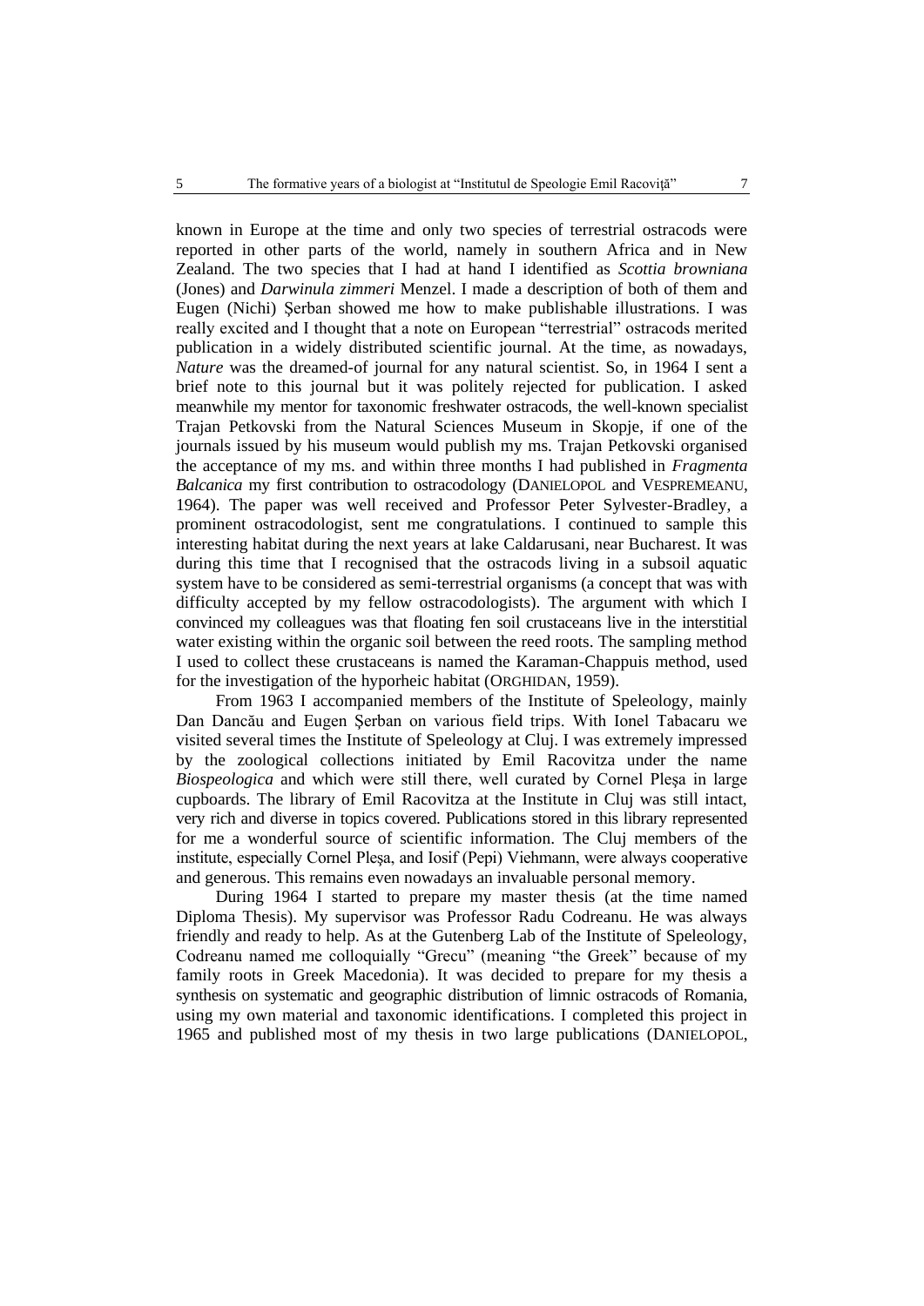known in Europe at the time and only two species of terrestrial ostracods were reported in other parts of the world, namely in southern Africa and in New Zealand. The two species that I had at hand I identified as *Scottia browniana* (Jones) and *Darwinula zimmeri* Menzel. I made a description of both of them and Eugen (Nichi) Şerban showed me how to make publishable illustrations. I was really excited and I thought that a note on European "terrestrial" ostracods merited publication in a widely distributed scientific journal. At the time, as nowadays, *Nature* was the dreamed-of journal for any natural scientist. So, in 1964 I sent a brief note to this journal but it was politely rejected for publication. I asked meanwhile my mentor for taxonomic freshwater ostracods, the well-known specialist Trajan Petkovski from the Natural Sciences Museum in Skopje, if one of the journals issued by his museum would publish my ms. Trajan Petkovski organised the acceptance of my ms. and within three months I had published in *Fragmenta Balcanica* my first contribution to ostracodology (DANIELOPOL and VESPREMEANU, 1964). The paper was well received and Professor Peter Sylvester-Bradley, a prominent ostracodologist, sent me congratulations. I continued to sample this interesting habitat during the next years at lake Caldarusani, near Bucharest. It was during this time that I recognised that the ostracods living in a subsoil aquatic system have to be considered as semi-terrestrial organisms (a concept that was with difficulty accepted by my fellow ostracodologists). The argument with which I convinced my colleagues was that floating fen soil crustaceans live in the interstitial water existing within the organic soil between the reed roots. The sampling method I used to collect these crustaceans is named the Karaman-Chappuis method, used for the investigation of the hyporheic habitat (ORGHIDAN, 1959).

From 1963 I accompanied members of the Institute of Speleology, mainly Dan Dancău and Eugen Şerban on various field trips. With Ionel Tabacaru we visited several times the Institute of Speleology at Cluj. I was extremely impressed by the zoological collections initiated by Emil Racovitza under the name *Biospeologica* and which were still there, well curated by Cornel Pleşa in large cupboards. The library of Emil Racovitza at the Institute in Cluj was still intact, very rich and diverse in topics covered. Publications stored in this library represented for me a wonderful source of scientific information. The Cluj members of the institute, especially Cornel Pleşa, and Iosif (Pepi) Viehmann, were always cooperative and generous. This remains even nowadays an invaluable personal memory.

During 1964 I started to prepare my master thesis (at the time named Diploma Thesis). My supervisor was Professor Radu Codreanu. He was always friendly and ready to help. As at the Gutenberg Lab of the Institute of Speleology, Codreanu named me colloquially "Grecu" (meaning "the Greek" because of my family roots in Greek Macedonia). It was decided to prepare for my thesis a synthesis on systematic and geographic distribution of limnic ostracods of Romania, using my own material and taxonomic identifications. I completed this project in 1965 and published most of my thesis in two large publications (DANIELOPOL,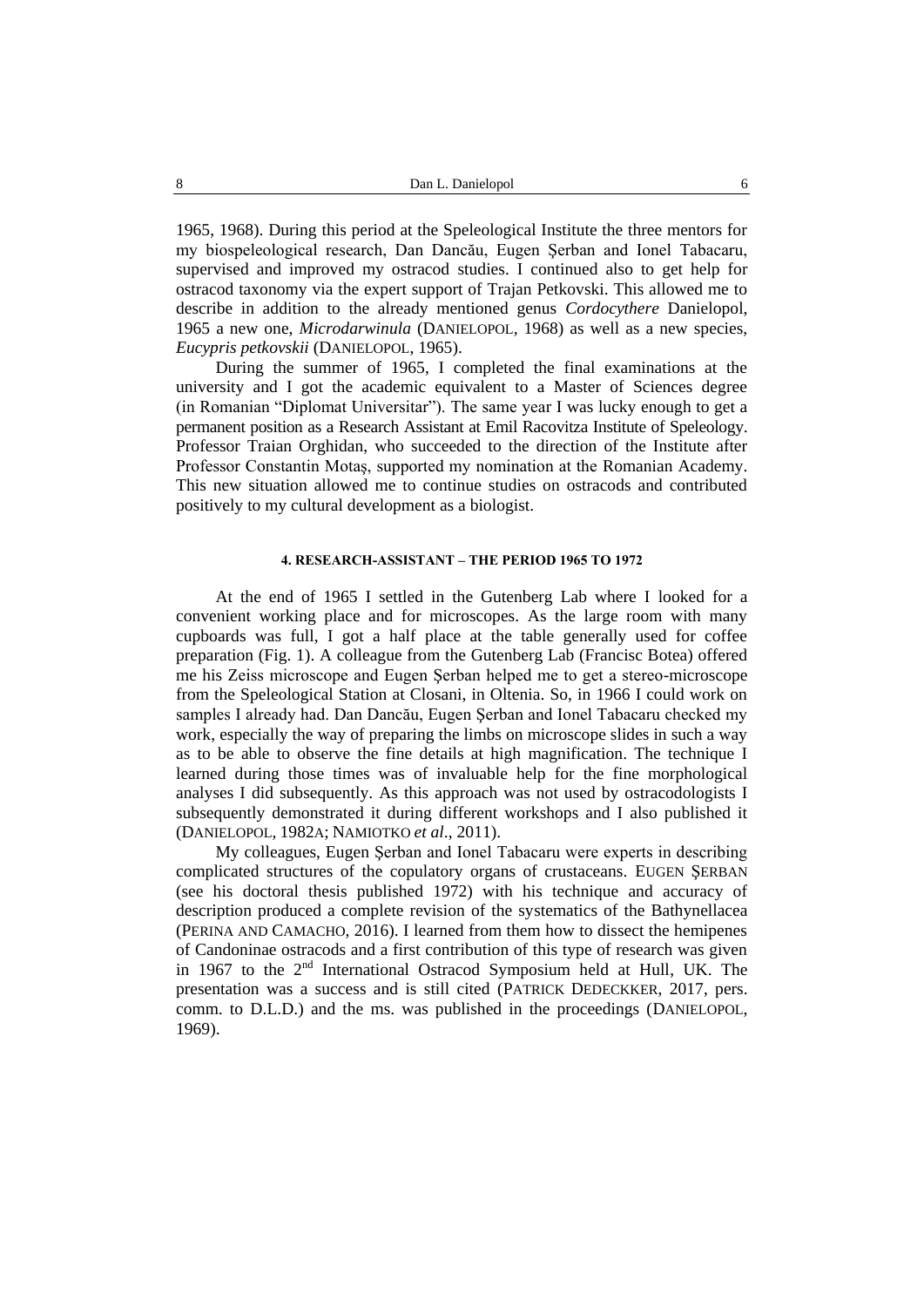1965, 1968). During this period at the Speleological Institute the three mentors for my biospeleological research, Dan Dancău, Eugen Şerban and Ionel Tabacaru, supervised and improved my ostracod studies. I continued also to get help for ostracod taxonomy via the expert support of Trajan Petkovski. This allowed me to describe in addition to the already mentioned genus *Cordocythere* Danielopol, 1965 a new one, *Microdarwinula* (DANIELOPOL, 1968) as well as a new species, *Eucypris petkovskii* (DANIELOPOL, 1965).

During the summer of 1965, I completed the final examinations at the university and I got the academic equivalent to a Master of Sciences degree (in Romanian "Diplomat Universitar"). The same year I was lucky enough to get a permanent position as a Research Assistant at Emil Racovitza Institute of Speleology. Professor Traian Orghidan, who succeeded to the direction of the Institute after Professor Constantin Motaş, supported my nomination at the Romanian Academy. This new situation allowed me to continue studies on ostracods and contributed positively to my cultural development as a biologist.

## 4. RESEARCH-ASSISTANT – THE PERIOD 1965 TO 1972

At the end of 1965 I settled in the Gutenberg Lab where I looked for a convenient working place and for microscopes. As the large room with many cupboards was full, I got a half place at the table generally used for coffee preparation (Fig. 1). A colleague from the Gutenberg Lab (Francisc Botea) offered me his Zeiss microscope and Eugen Şerban helped me to get a stereo-microscope from the Speleological Station at Closani, in Oltenia. So, in 1966 I could work on samples I already had. Dan Dancău, Eugen Şerban and Ionel Tabacaru checked my work, especially the way of preparing the limbs on microscope slides in such a way as to be able to observe the fine details at high magnification. The technique I learned during those times was of invaluable help for the fine morphological analyses I did subsequently. As this approach was not used by ostracodologists I subsequently demonstrated it during different workshops and I also published it (DANIELOPOL, 1982A; NAMIOTKO *et al*., 2011).

My colleagues, Eugen Şerban and Ionel Tabacaru were experts in describing complicated structures of the copulatory organs of crustaceans. EUGEN ŞERBAN (see his doctoral thesis published 1972) with his technique and accuracy of description produced a complete revision of the systematics of the Bathynellacea (PERINA AND CAMACHO, 2016). I learned from them how to dissect the hemipenes of Candoninae ostracods and a first contribution of this type of research was given in 1967 to the 2nd International Ostracod Symposium held at Hull, UK. The presentation was a success and is still cited (PATRICK DEDECKKER, 2017, pers. comm. to D.L.D.) and the ms. was published in the proceedings (DANIELOPOL, 1969).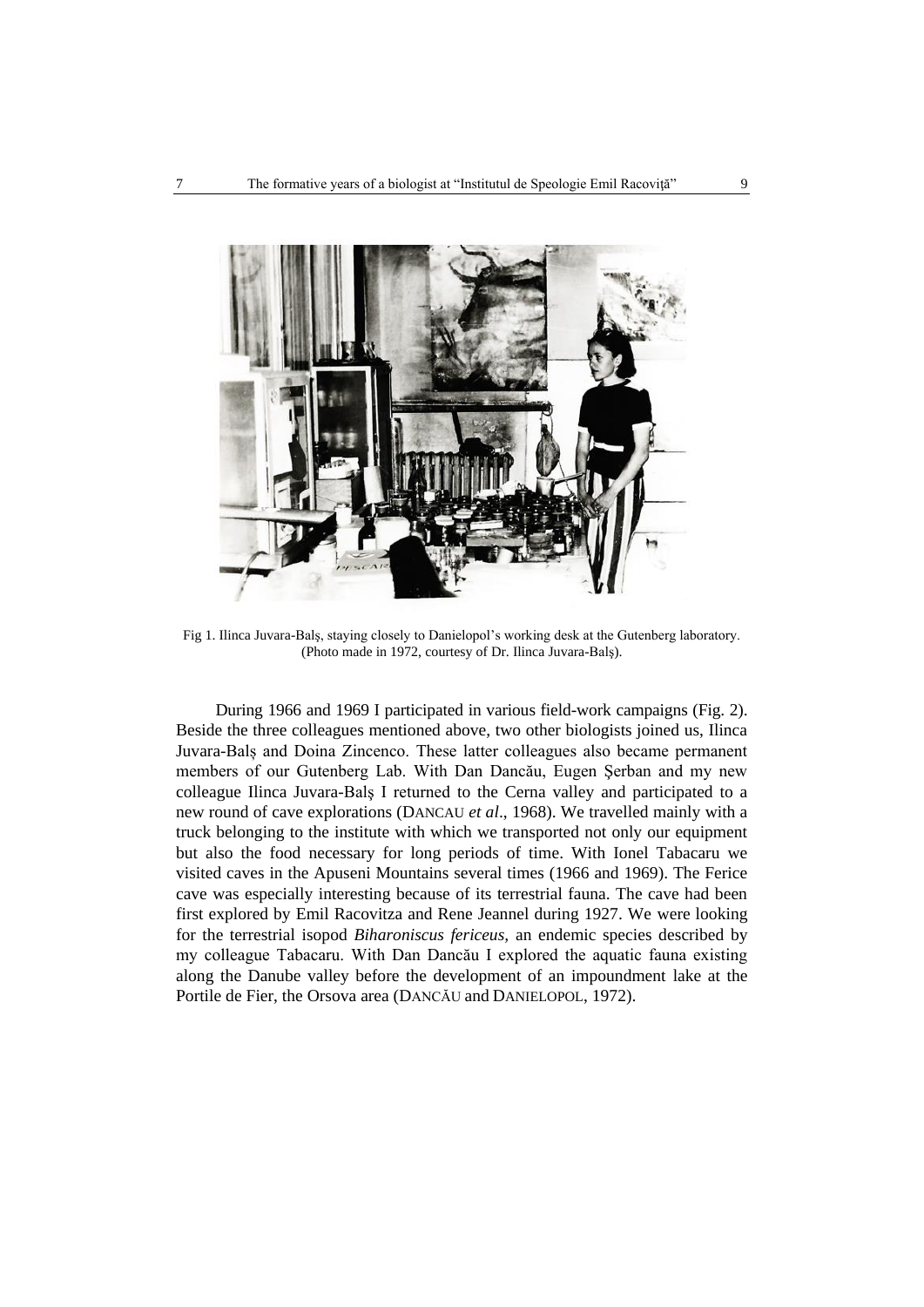Fig 1. Ilinca Juvara-Balş, staying closely to Danielopol's working desk at the Gutenberg laboratory. (Photo made in 1972, courtesy of Dr. Ilinca Juvara-Balş).

During 1966 and 1969 I participated in various field-work campaigns (Fig. 2). Beside the three colleagues mentioned above, two other biologists joined us, Ilinca Juvara-Balș and Doina Zincenco. These latter colleagues also became permanent members of our Gutenberg Lab. With Dan Dancău, Eugen Şerban and my new colleague Ilinca Juvara-Balş I returned to the Cerna valley and participated to a new round of cave explorations (DANCAU *et al*., 1968). We travelled mainly with a truck belonging to the institute with which we transported not only our equipment but also the food necessary for long periods of time. With Ionel Tabacaru we visited caves in the Apuseni Mountains several times (1966 and 1969). The Ferice cave was especially interesting because of its terrestrial fauna. The cave had been first explored by Emil Racovitza and Rene Jeannel during 1927. We were looking for the terrestrial isopod *Biharoniscus fericeus*, an endemic species described by my colleague Tabacaru. With Dan Dancău I explored the aquatic fauna existing along the Danube valley before the development of an impoundment lake at the Portile de Fier, the Orsova area (DANCĂU and DANIELOPOL, 1972).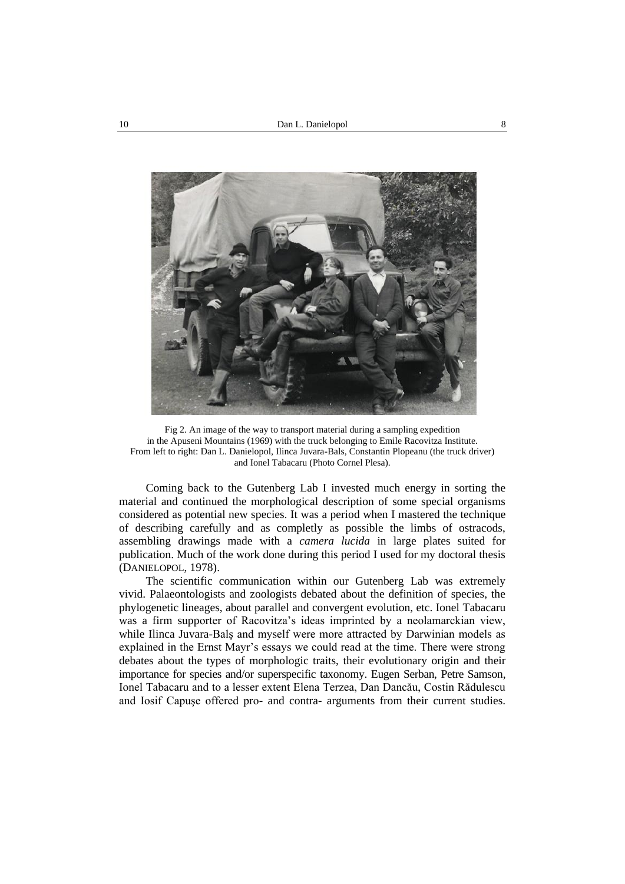Fig 2. An image of the way to transport material during a sampling expedition in the Apuseni Mountains (1969) with the truck belonging to Emile Racovitza Institute. From left to right: Dan L. Danielopol, Ilinca Juvara-Bals, Constantin Plopeanu (the truck driver) and Ionel Tabacaru (Photo Cornel Plesa).

Coming back to the Gutenberg Lab I invested much energy in sorting the material and continued the morphological description of some special organisms considered as potential new species. It was a period when I mastered the technique of describing carefully and as completly as possible the limbs of ostracods, assembling drawings made with a *camera lucida* in large plates suited for publication. Much of the work done during this period I used for my doctoral thesis (DANIELOPOL, 1978).

The scientific communication within our Gutenberg Lab was extremely vivid. Palaeontologists and zoologists debated about the definition of species, the phylogenetic lineages, about parallel and convergent evolution, etc. Ionel Tabacaru was a firm supporter of Racovitza's ideas imprinted by a neolamarckian view, while Ilinca Juvara-Balş and myself were more attracted by Darwinian models as explained in the Ernst Mayr's essays we could read at the time. There were strong debates about the types of morphologic traits, their evolutionary origin and their importance for species and/or superspecific taxonomy. Eugen Serban, Petre Samson, Ionel Tabacaru and to a lesser extent Elena Terzea, Dan Dancău, Costin Rădulescu and Iosif Capuşe offered pro- and contra- arguments from their current studies.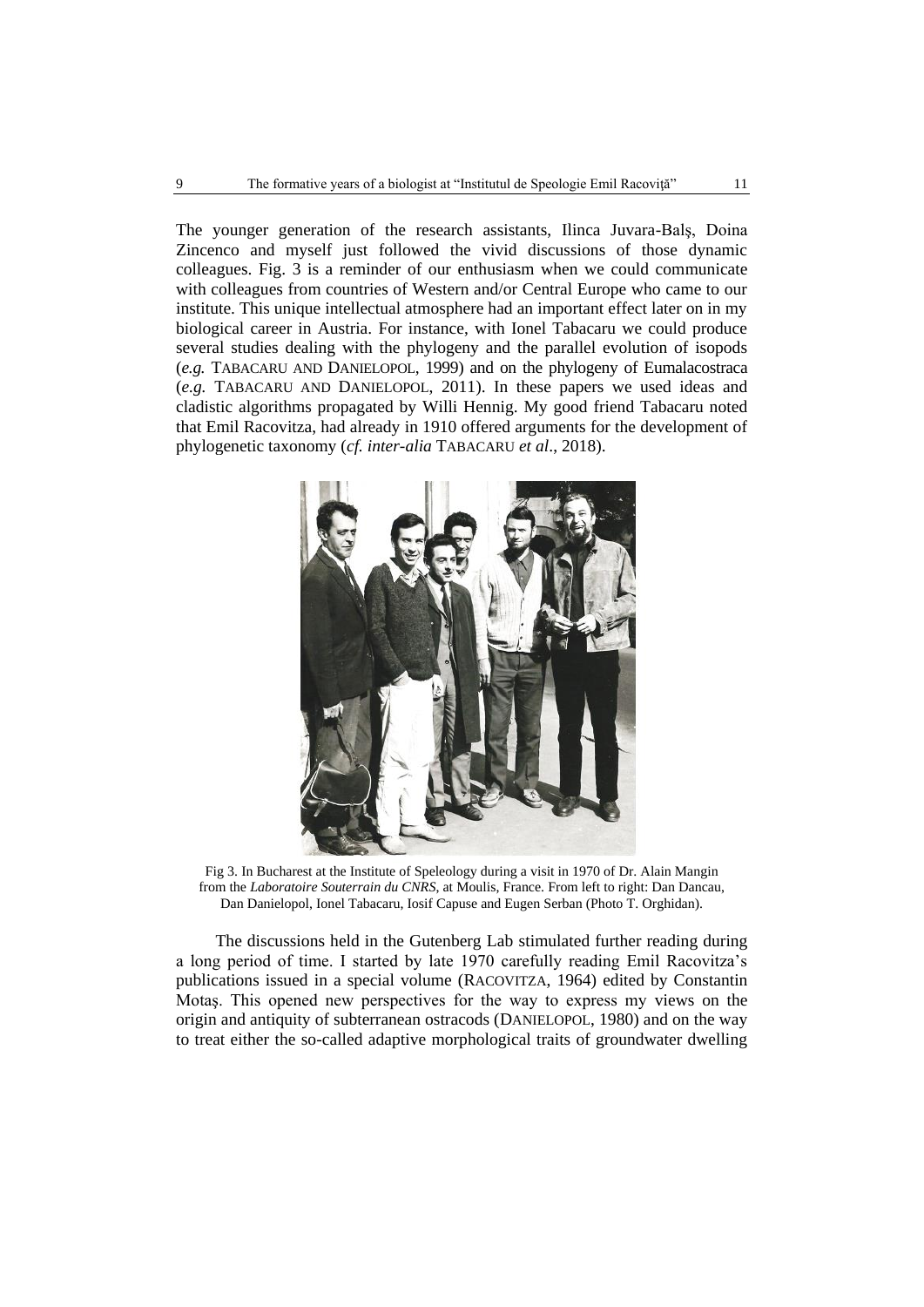The younger generation of the research assistants, Ilinca Juvara-Balş, Doina Zincenco and myself just followed the vivid discussions of those dynamic colleagues. Fig. 3 is a reminder of our enthusiasm when we could communicate with colleagues from countries of Western and/or Central Europe who came to our institute. This unique intellectual atmosphere had an important effect later on in my biological career in Austria. For instance, with Ionel Tabacaru we could produce several studies dealing with the phylogeny and the parallel evolution of isopods (*e.g.* TABACARU AND DANIELOPOL, 1999) and on the phylogeny of Eumalacostraca (*e.g.* TABACARU AND DANIELOPOL, 2011). In these papers we used ideas and cladistic algorithms propagated by Willi Hennig. My good friend Tabacaru noted that Emil Racovitza, had already in 1910 offered arguments for the development of phylogenetic taxonomy (*cf. inter-alia* TABACARU *et al*., 2018).

Fig 3. In Bucharest at the Institute of Speleology during a visit in 1970 of Dr. Alain Mangin from the *Laboratoire Souterrain du CNRS*, at Moulis, France. From left to right: Dan Dancau, Dan Danielopol, Ionel Tabacaru, Iosif Capuse and Eugen Serban (Photo T. Orghidan).

The discussions held in the Gutenberg Lab stimulated further reading during a long period of time. I started by late 1970 carefully reading Emil Racovitza's publications issued in a special volume (RACOVITZA, 1964) edited by Constantin Motaş. This opened new perspectives for the way to express my views on the origin and antiquity of subterranean ostracods (DANIELOPOL, 1980) and on the way to treat either the so-called adaptive morphological traits of groundwater dwelling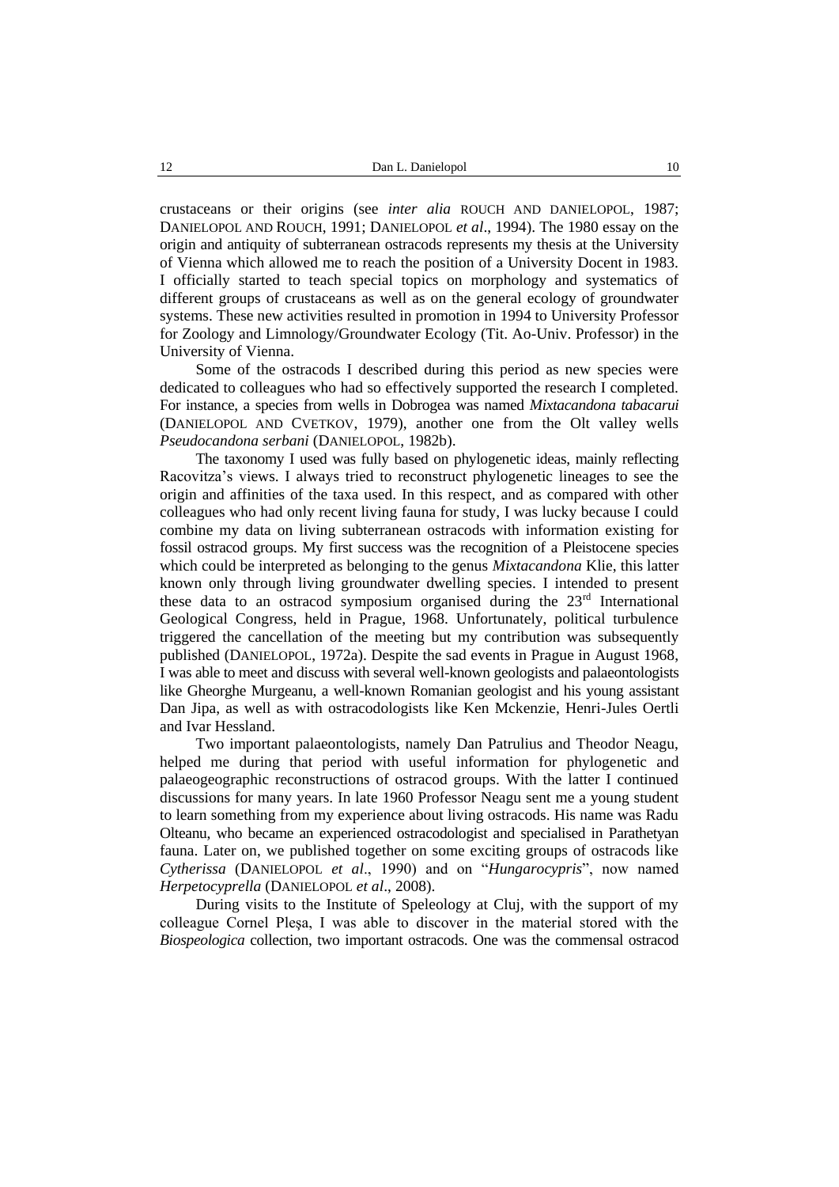crustaceans or their origins (see *inter alia* ROUCH AND DANIELOPOL, 1987; DANIELOPOL AND ROUCH, 1991; DANIELOPOL *et al*., 1994). The 1980 essay on the origin and antiquity of subterranean ostracods represents my thesis at the University of Vienna which allowed me to reach the position of a University Docent in 1983. I officially started to teach special topics on morphology and systematics of different groups of crustaceans as well as on the general ecology of groundwater systems. These new activities resulted in promotion in 1994 to University Professor for Zoology and Limnology/Groundwater Ecology (Tit. Ao-Univ. Professor) in the University of Vienna.

Some of the ostracods I described during this period as new species were dedicated to colleagues who had so effectively supported the research I completed. For instance, a species from wells in Dobrogea was named *Mixtacandona tabacarui* (DANIELOPOL AND CVETKOV, 1979), another one from the Olt valley wells *Pseudocandona serbani* (DANIELOPOL, 1982b).

The taxonomy I used was fully based on phylogenetic ideas, mainly reflecting Racovitza's views. I always tried to reconstruct phylogenetic lineages to see the origin and affinities of the taxa used. In this respect, and as compared with other colleagues who had only recent living fauna for study, I was lucky because I could combine my data on living subterranean ostracods with information existing for fossil ostracod groups. My first success was the recognition of a Pleistocene species which could be interpreted as belonging to the genus *Mixtacandona* Klie, this latter known only through living groundwater dwelling species. I intended to present these data to an ostracod symposium organised during the 23rd International Geological Congress, held in Prague, 1968. Unfortunately, political turbulence triggered the cancellation of the meeting but my contribution was subsequently published (DANIELOPOL, 1972a). Despite the sad events in Prague in August 1968, I was able to meet and discuss with several well-known geologists and palaeontologists like Gheorghe Murgeanu, a well-known Romanian geologist and his young assistant Dan Jipa, as well as with ostracodologists like Ken Mckenzie, Henri-Jules Oertli and Ivar Hessland.

Two important palaeontologists, namely Dan Patrulius and Theodor Neagu, helped me during that period with useful information for phylogenetic and palaeogeographic reconstructions of ostracod groups. With the latter I continued discussions for many years. In late 1960 Professor Neagu sent me a young student to learn something from my experience about living ostracods. His name was Radu Olteanu, who became an experienced ostracodologist and specialised in Parathetyan fauna. Later on, we published together on some exciting groups of ostracods like *Cytherissa* (DANIELOPOL *et al*., 1990) and on "*Hungarocypris*", now named *Herpetocyprella* (DANIELOPOL *et al*., 2008).

During visits to the Institute of Speleology at Cluj, with the support of my colleague Cornel Pleșa, I was able to discover in the material stored with the *Biospeologica* collection, two important ostracods. One was the commensal ostracod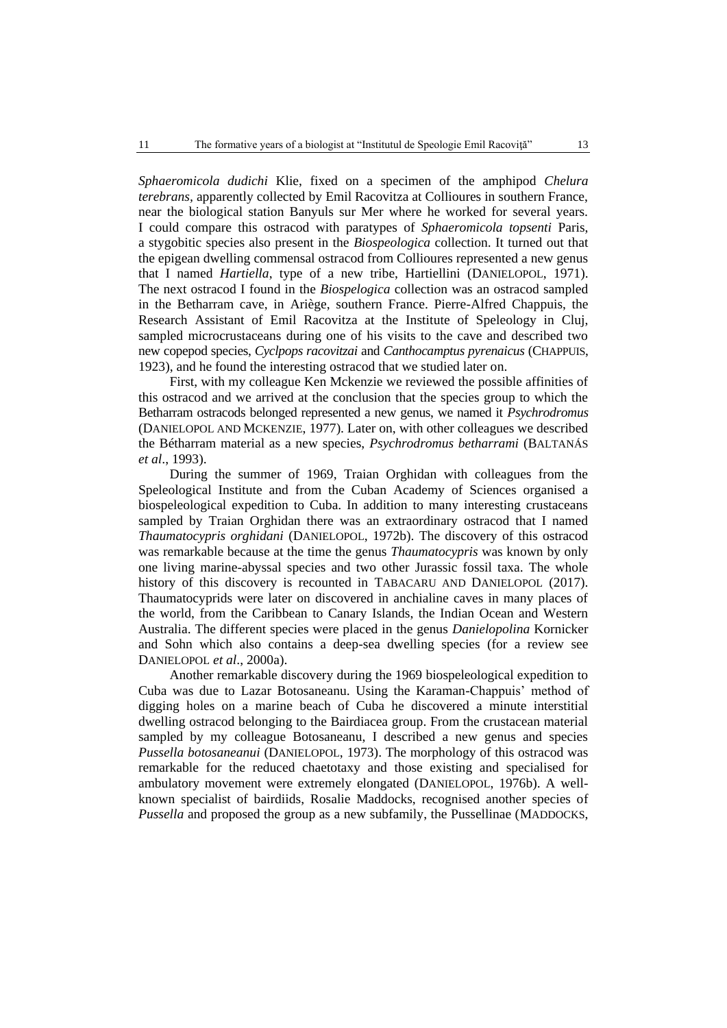*Sphaeromicola dudichi* Klie, fixed on a specimen of the amphipod *Chelura terebrans*, apparently collected by Emil Racovitza at Collioures in southern France, near the biological station Banyuls sur Mer where he worked for several years. I could compare this ostracod with paratypes of *Sphaeromicola topsenti* Paris, a stygobitic species also present in the *Biospeologica* collection. It turned out that the epigean dwelling commensal ostracod from Collioures represented a new genus that I named *Hartiella*, type of a new tribe, Hartiellini (DANIELOPOL, 1971). The next ostracod I found in the *Biospelogica* collection was an ostracod sampled in the Betharram cave, in Ariège, southern France. Pierre-Alfred Chappuis, the Research Assistant of Emil Racovitza at the Institute of Speleology in Cluj, sampled microcrustaceans during one of his visits to the cave and described two new copepod species, *Cyclpops racovitzai* and *Canthocamptus pyrenaicus* (CHAPPUIS, 1923), and he found the interesting ostracod that we studied later on.

First, with my colleague Ken Mckenzie we reviewed the possible affinities of this ostracod and we arrived at the conclusion that the species group to which the Betharram ostracods belonged represented a new genus, we named it *Psychrodromus* (DANIELOPOL AND MCKENZIE, 1977). Later on, with other colleagues we described the Bétharram material as a new species, *Psychrodromus betharrami* (BALTANÁS *et al*., 1993).

During the summer of 1969, Traian Orghidan with colleagues from the Speleological Institute and from the Cuban Academy of Sciences organised a biospeleological expedition to Cuba. In addition to many interesting crustaceans sampled by Traian Orghidan there was an extraordinary ostracod that I named *Thaumatocypris orghidani* (DANIELOPOL, 1972b). The discovery of this ostracod was remarkable because at the time the genus *Thaumatocypris* was known by only one living marine-abyssal species and two other Jurassic fossil taxa. The whole history of this discovery is recounted in TABACARU AND DANIELOPOL (2017). Thaumatocyprids were later on discovered in anchialine caves in many places of the world, from the Caribbean to Canary Islands, the Indian Ocean and Western Australia. The different species were placed in the genus *Danielopolina* Kornicker and Sohn which also contains a deep-sea dwelling species (for a review see DANIELOPOL *et al*., 2000a).

Another remarkable discovery during the 1969 biospeleological expedition to Cuba was due to Lazar Botosaneanu. Using the Karaman-Chappuis' method of digging holes on a marine beach of Cuba he discovered a minute interstitial dwelling ostracod belonging to the Bairdiacea group. From the crustacean material sampled by my colleague Botosaneanu, I described a new genus and species *Pussella botosaneanui* (DANIELOPOL, 1973). The morphology of this ostracod was remarkable for the reduced chaetotaxy and those existing and specialised for ambulatory movement were extremely elongated (DANIELOPOL, 1976b). A well-known specialist of bairdiids, Rosalie Maddocks, recognised another species of *Pussella* and proposed the group as a new subfamily, the Pussellinae (MADDOCKS,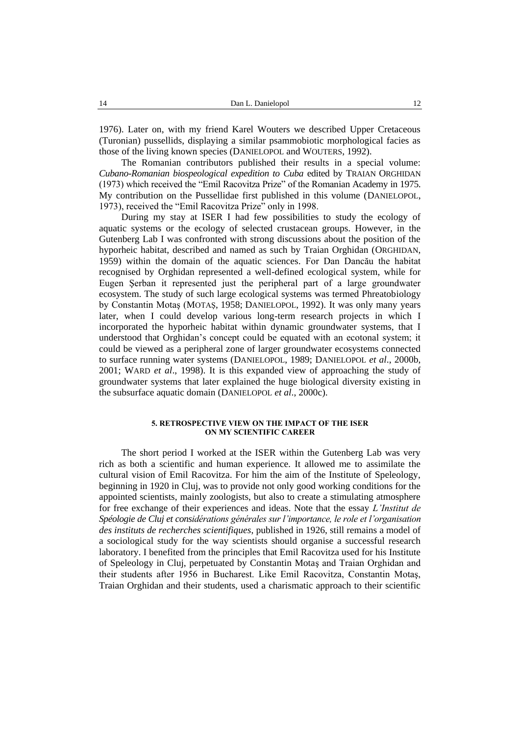1976). Later on, with my friend Karel Wouters we described Upper Cretaceous (Turonian) pussellids, displaying a similar psammobiotic morphological facies as those of the living known species (DANIELOPOL and WOUTERS, 1992).

The Romanian contributors published their results in a special volume: *Cubano-Romanian biospeological expedition to Cuba* edited by TRAIAN ORGHIDAN (1973) which received the "Emil Racovitza Prize" of the Romanian Academy in 1975. My contribution on the Pussellidae first published in this volume (DANIELOPOL, 1973), received the "Emil Racovitza Prize" only in 1998.

During my stay at ISER I had few possibilities to study the ecology of aquatic systems or the ecology of selected crustacean groups. However, in the Gutenberg Lab I was confronted with strong discussions about the position of the hyporheic habitat, described and named as such by Traian Orghidan (ORGHIDAN, 1959) within the domain of the aquatic sciences. For Dan Dancău the habitat recognised by Orghidan represented a well-defined ecological system, while for Eugen Şerban it represented just the peripheral part of a large groundwater ecosystem. The study of such large ecological systems was termed Phreatobiology by Constantin Motaş (MOTAŞ, 1958; DANIELOPOL, 1992). It was only many years later, when I could develop various long-term research projects in which I incorporated the hyporheic habitat within dynamic groundwater systems, that I understood that Orghidan's concept could be equated with an ecotonal system; it could be viewed as a peripheral zone of larger groundwater ecosystems connected to surface running water systems (DANIELOPOL, 1989; DANIELOPOL *et al*., 2000b, 2001; WARD *et al*., 1998). It is this expanded view of approaching the study of groundwater systems that later explained the huge biological diversity existing in the subsurface aquatic domain (DANIELOPOL *et al*., 2000c).

## 5. RETROSPECTIVE VIEW ON THE IMPACT OF THE ISER ON MY SCIENTIFIC CAREER

The short period I worked at the ISER within the Gutenberg Lab was very rich as both a scientific and human experience. It allowed me to assimilate the cultural vision of Emil Racovitza. For him the aim of the Institute of Speleology, beginning in 1920 in Cluj, was to provide not only good working conditions for the appointed scientists, mainly zoologists, but also to create a stimulating atmosphere for free exchange of their experiences and ideas. Note that the essay *L'Institut de Spéologie de Cluj et considérations générales sur l'importance, le role et l'organisation des instituts de recherches scientifiques*, published in 1926, still remains a model of a sociological study for the way scientists should organise a successful research laboratory. I benefited from the principles that Emil Racovitza used for his Institute of Speleology in Cluj, perpetuated by Constantin Motaş and Traian Orghidan and their students after 1956 in Bucharest. Like Emil Racovitza, Constantin Motaş, Traian Orghidan and their students, used a charismatic approach to their scientific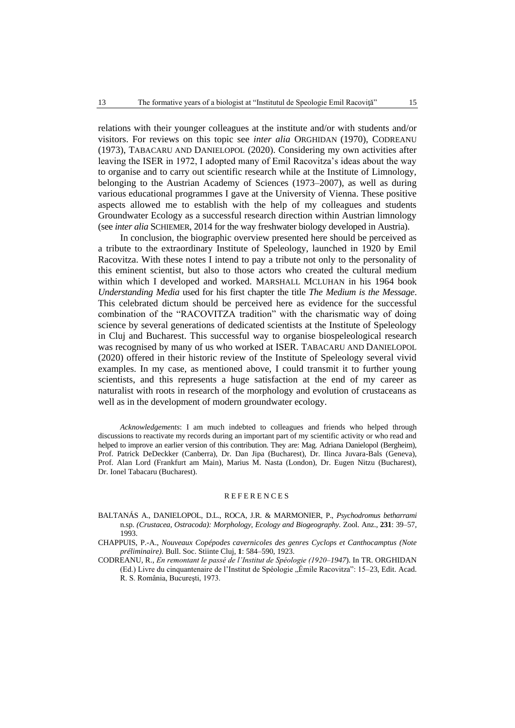relations with their younger colleagues at the institute and/or with students and/or visitors. For reviews on this topic see *inter alia* ORGHIDAN (1970), CODREANU (1973), TABACARU AND DANIELOPOL (2020). Considering my own activities after leaving the ISER in 1972, I adopted many of Emil Racovitza's ideas about the way to organise and to carry out scientific research while at the Institute of Limnology, belonging to the Austrian Academy of Sciences (1973–2007), as well as during various educational programmes I gave at the University of Vienna. These positive aspects allowed me to establish with the help of my colleagues and students Groundwater Ecology as a successful research direction within Austrian limnology (see *inter alia* SCHIEMER, 2014 for the way freshwater biology developed in Austria).

In conclusion, the biographic overview presented here should be perceived as a tribute to the extraordinary Institute of Speleology, launched in 1920 by Emil Racovitza. With these notes I intend to pay a tribute not only to the personality of this eminent scientist, but also to those actors who created the cultural medium within which I developed and worked. MARSHALL MCLUHAN in his 1964 book *Understanding Media* used for his first chapter the title *The Medium is the Message*. This celebrated dictum should be perceived here as evidence for the successful combination of the "RACOVITZA tradition" with the charismatic way of doing science by several generations of dedicated scientists at the Institute of Speleology in Cluj and Bucharest. This successful way to organise biospeleological research was recognised by many of us who worked at ISER. TABACARU AND DANIELOPOL (2020) offered in their historic review of the Institute of Speleology several vivid examples. In my case, as mentioned above, I could transmit it to further young scientists, and this represents a huge satisfaction at the end of my career as naturalist with roots in research of the morphology and evolution of crustaceans as well as in the development of modern groundwater ecology.

*Acknowledgements*: I am much indebted to colleagues and friends who helped through discussions to reactivate my records during an important part of my scientific activity or who read and helped to improve an earlier version of this contribution. They are: Mag. Adriana Danielopol (Bergheim), Prof. Patrick DeDeckker (Canberra), Dr. Dan Jipa (Bucharest), Dr. Ilinca Juvara-Bals (Geneva), Prof. Alan Lord (Frankfurt am Main), Marius M. Nasta (London), Dr. Eugen Nitzu (Bucharest), Dr. Ionel Tabacaru (Bucharest).

## REFERENCES

BALTANÁS A., DANIELOPOL, D.L., ROCA, J.R. & MARMONIER, P., *Psychodromus betharrami* n.sp. *(Crustacea, Ostracoda): Morphology, Ecology and Biogeography.* Zool. Anz., **231**: 39–57, 1993.

CHAPPUIS, P.-A., *Nouveaux Copépodes cavernicoles des genres Cyclops et Canthocamptus (Note préliminaire).* Bull. Soc. Stiinte Cluj, **1**: 584–590, 1923.

CODREANU, R., *En remontant le passé de l'Institut de Spéologie (1920–1947*). In TR. ORGHIDAN (Ed.) Livre du cinquantenaire de l'Institut de Spéologie „Émile Racovitza": 15–23, Edit. Acad. R. S. România, Bucureşti, 1973.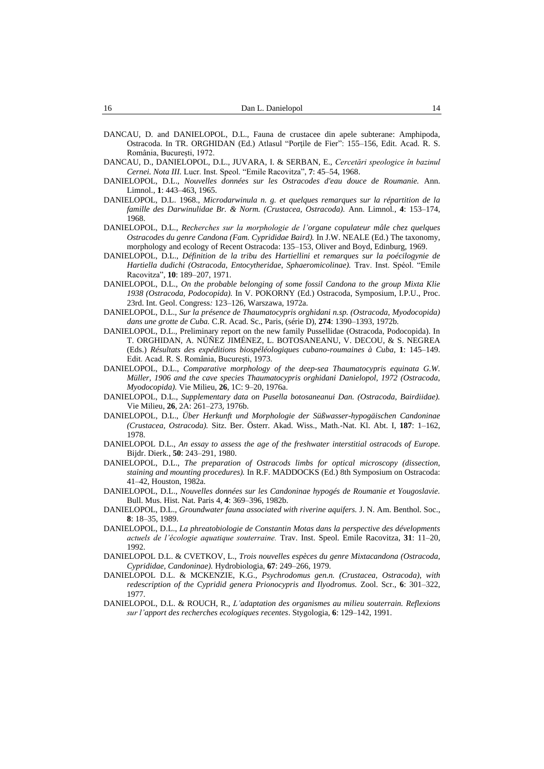DANCAU, D. and DANIELOPOL, D.L., Fauna de crustacee din apele subterane: Amphipoda, Ostracoda. In TR. ORGHIDAN (Ed.) Atlasul "Porţile de Fier": 155–156, Edit. Acad. R. S. România, Bucureşti, 1972.

DANCAU, D., DANIELOPOL, D.L., JUVARA, I. & SERBAN, E., *Cercetări speologice în bazinul Cernei. Nota III.* Lucr. Inst. Speol. "Emile Racovitza", **7**: 45–54, 1968.

DANIELOPOL, D.L., *Nouvelles données sur les Ostracodes d'eau douce de Roumanie.* Ann. Limnol., **1**: 443–463, 1965.

DANIELOPOL, D.L. 1968., *Microdarwinula n. g. et quelques remarques sur la répartition de la famille des Darwinulidae Br. & Norm. (Crustacea, Ostracoda).* Ann. Limnol., **4**: 153–174, 1968.

DANIELOPOL, D.L., *Recherches sur la morphologie de l'organe copulateur mâle chez quelques Ostracodes du genre Candona (Fam. Cyprididae Baird).* In J.W. NEALE (Ed.) The taxonomy, morphology and ecology of Recent Ostracoda: 135–153, Oliver and Boyd, Edinburg, 1969.

DANIELOPOL, D.L., *Définition de la tribu des Hartiellini et remarques sur la poécilogynie de Hartiella dudichi (Ostracoda, Entocytheridae, Sphaeromicolinae).* Trav. Inst. Spéol. "Emile Racovitza", **10**: 189–207, 1971.

DANIELOPOL, D.L., *On the probable belonging of some fossil Candona to the group Mixta Klie 1938 (Ostracoda, Podocopida).* In V. POKORNY (Ed.) Ostracoda, Symposium, I.P.U., Proc. 23rd. Int. Geol. Congress*:* 123–126, Warszawa, 1972a.

DANIELOPOL, D.L., *Sur la présence de Thaumatocypris orghidani n.sp. (Ostracoda, Myodocopida) dans une grotte de Cuba.* C.R. Acad. Sc., Paris, (série D), **274**: 1390–1393, 1972b.

DANIELOPOL, D.L., Preliminary report on the new family Pussellidae (Ostracoda, Podocopida). In T. ORGHIDAN, A. NÚÑEZ JIMÉNEZ, L. BOTOSANEANU, V. DECOU, & S. NEGREA (Eds.) *Résultats des expéditions biospéléologiques cubano-roumaines à Cuba*, **1**: 145–149. Edit. Acad. R. S. România, Bucureşti, 1973.

DANIELOPOL, D.L., *Comparative morphology of the deep-sea Thaumatocypris equinata G.W. Müller, 1906 and the cave species Thaumatocypris orghidani Danielopol, 1972 (Ostracoda, Myodocopida).* Vie Milieu, **26**, 1C: 9–20, 1976a.

DANIELOPOL, D.L., *Supplementary data on Pusella botosaneanui Dan. (Ostracoda, Bairdiidae).* Vie Milieu, **26**, 2A: 261–273, 1976b.

DANIELOPOL, D.L., *Über Herkunft und Morphologie der Süßwasser-hypogäischen Candoninae (Crustacea, Ostracoda).* Sitz. Ber. Österr. Akad. Wiss., Math.-Nat. Kl. Abt. I, **187**: 1–162, 1978.

DANIELOPOL D.L., *An essay to assess the age of the freshwater interstitial ostracods of Europe.* Bijdr. Dierk., **50**: 243–291, 1980.

DANIELOPOL, D.L., *The preparation of Ostracods limbs for optical microscopy (dissection, staining and mounting procedures).* In R.F. MADDOCKS (Ed.) 8th Symposium on Ostracoda: 41–42, Houston, 1982a.

DANIELOPOL, D.L., *Nouvelles données sur les Candoninae hypogés de Roumanie et Yougoslavie.* Bull. Mus. Hist. Nat. Paris 4, **4**: 369–396, 1982b.

DANIELOPOL, D.L., *Groundwater fauna associated with riverine aquifers.* J. N. Am. Benthol. Soc., **8**: 18–35, 1989.

DANIELOPOL, D.L., *La phreatobiologie de Constantin Motas dans la perspective des dévelopments actuels de l'écologie aquatique souterraine.* Trav. Inst. Speol. Emile Racovitza, **31**: 11–20, 1992.

DANIELOPOL D.L. & CVETKOV, L., *Trois nouvelles espèces du genre Mixtacandona (Ostracoda, Cyprididae, Candoninae).* Hydrobiologia, **67**: 249–266, 1979.

DANIELOPOL D.L. & MCKENZIE, K.G., *Psychrodomus gen.n. (Crustacea, Ostracoda), with redescription of the Cypridid genera Prionocypris and Ilyodromus.* Zool. Scr., **6**: 301–322, 1977.

DANIELOPOL, D.L. & ROUCH, R., *L'adaptation des organismes au milieu souterrain. Reflexions sur l'apport des recherches ecologiques recentes*. Stygologia, **6**: 129–142, 1991.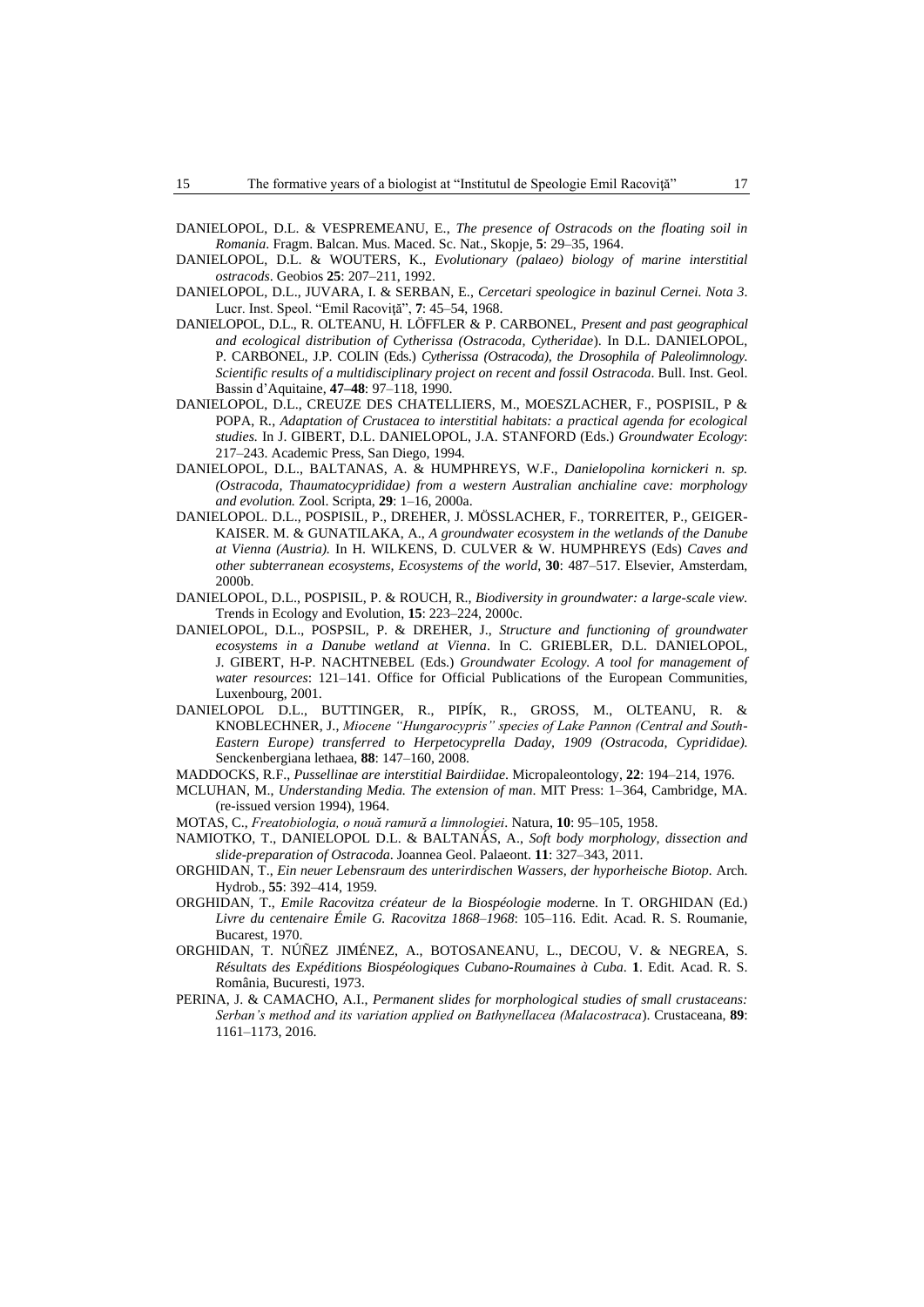DANIELOPOL, D.L. & VESPREMEANU, E., *The presence of Ostracods on the floating soil in Romania*. Fragm. Balcan. Mus. Maced. Sc. Nat., Skopje, **5**: 29–35, 1964.

DANIELOPOL, D.L. & WOUTERS, K., *Evolutionary (palaeo) biology of marine interstitial ostracods*. Geobios **25**: 207–211, 1992.

DANIELOPOL, D.L., JUVARA, I. & SERBAN, E., *Cercetari speologice in bazinul Cernei. Nota 3*. Lucr. Inst. Speol. "Emil Racoviţă", **7**: 45–54, 1968.

DANIELOPOL, D.L., R. OLTEANU, H. LÖFFLER & P. CARBONEL, *Present and past geographical and ecological distribution of Cytherissa (Ostracoda, Cytheridae*). In D.L. DANIELOPOL, P. CARBONEL, J.P. COLIN (Eds.) *Cytherissa (Ostracoda), the Drosophila of Paleolimnology. Scientific results of a multidisciplinary project on recent and fossil Ostracoda*. Bull. Inst. Geol. Bassin d'Aquitaine, **47–48**: 97–118, 1990.

DANIELOPOL, D.L., CREUZE DES CHATELLIERS, M., MOESZLACHER, F., POSPISIL, P & POPA, R., *Adaptation of Crustacea to interstitial habitats: a practical agenda for ecological studies.* In J. GIBERT, D.L. DANIELOPOL, J.A. STANFORD (Eds.) *Groundwater Ecology*: 217–243. Academic Press, San Diego, 1994.

DANIELOPOL, D.L., BALTANAS, A. & HUMPHREYS, W.F., *Danielopolina kornickeri n. sp. (Ostracoda, Thaumatocyprididae) from a western Australian anchialine cave: morphology and evolution.* Zool. Scripta, **29**: 1–16, 2000a.

DANIELOPOL. D.L., POSPISIL, P., DREHER, J. MÖSSLACHER, F., TORREITER, P., GEIGER-KAISER. M. & GUNATILAKA, A., *A groundwater ecosystem in the wetlands of the Danube at Vienna (Austria).* In H. WILKENS, D. CULVER & W. HUMPHREYS (Eds) *Caves and other subterranean ecosystems, Ecosystems of the world*, **30**: 487–517. Elsevier, Amsterdam, 2000b.

DANIELOPOL, D.L., POSPISIL, P. & ROUCH, R., *Biodiversity in groundwater: a large-scale view*. Trends in Ecology and Evolution, **15**: 223–224, 2000c.

DANIELOPOL, D.L., POSPSIL, P. & DREHER, J., *Structure and functioning of groundwater ecosystems in a Danube wetland at Vienna*. In C. GRIEBLER, D.L. DANIELOPOL, J. GIBERT, H-P. NACHTNEBEL (Eds.) *Groundwater Ecology. A tool for management of water resources*: 121–141. Office for Official Publications of the European Communities, Luxenbourg, 2001.

DANIELOPOL D.L., BUTTINGER, R., PIPÍK, R., GROSS, M., OLTEANU, R. & KNOBLECHNER, J., *Miocene "Hungarocypris" species of Lake Pannon (Central and South-Eastern Europe) transferred to Herpetocyprella Daday, 1909 (Ostracoda, Cyprididae).* Senckenbergiana lethaea, **88**: 147–160, 2008.

MADDOCKS, R.F., *Pussellinae are interstitial Bairdiidae*. Micropaleontology, **22**: 194–214, 1976.

MCLUHAN, M., *Understanding Media. The extension of man*. MIT Press: 1–364, Cambridge, MA. (re-issued version 1994), 1964.

MOTAS, C., *Freatobiologia, o nouă ramură a limnologiei*. Natura, **10**: 95–105, 1958.

NAMIOTKO, T., DANIELOPOL D.L. & BALTANÁS, A., *Soft body morphology, dissection and slide-preparation of Ostracoda*. Joannea Geol. Palaeont. **11**: 327–343, 2011.

ORGHIDAN, T., *Ein neuer Lebensraum des unterirdischen Wassers, der hyporheische Biotop*. Arch. Hydrob., **55**: 392–414, 1959.

ORGHIDAN, T., *Emile Racovitza créateur de la Biospéologie mode*rne. In T. ORGHIDAN (Ed.) *Livre du centenaire Émile G. Racovitza 1868–1968*: 105–116. Edit. Acad. R. S. Roumanie, Bucarest, 1970.

ORGHIDAN, T. NÚÑEZ JIMÉNEZ, A., BOTOSANEANU, L., DECOU, V. & NEGREA, S. *Résultats des Expéditions Biospéologiques Cubano-Roumaines à Cuba*. **1**. Edit. Acad. R. S. România, Bucuresti, 1973.

PERINA, J. & CAMACHO, A.I., *Permanent slides for morphological studies of small crustaceans: Serban's method and its variation applied on Bathynellacea (Malacostraca*). Crustaceana, **89**: 1161–1173, 2016.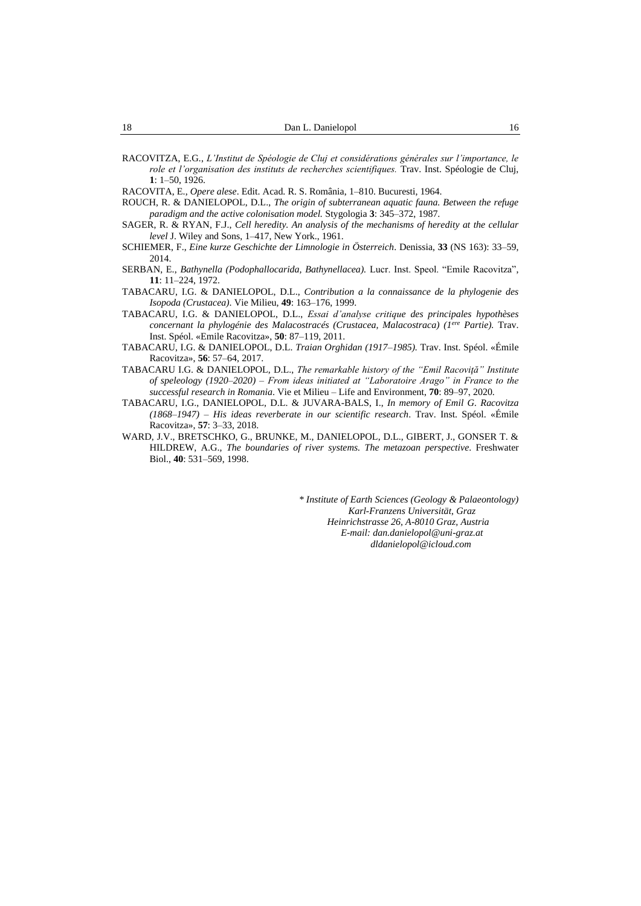RACOVITZA, E.G., *L'Institut de Spéologie de Cluj et considérations générales sur l'importance, le role et l'organisation des instituts de recherches scientifiques.* Trav. Inst. Spéologie de Cluj, **1**: 1–50, 1926.

RACOVITA, E., *Opere alese*. Edit. Acad. R. S. România, 1–810. Bucuresti, 1964.

ROUCH, R. & DANIELOPOL, D.L., *The origin of subterranean aquatic fauna. Between the refuge paradigm and the active colonisation model.* Stygologia **3**: 345–372, 1987.

SAGER, R. & RYAN, F.J., *Cell heredity. An analysis of the mechanisms of heredity at the cellular level* J. Wiley and Sons, 1–417, New York., 1961.

SCHIEMER, F., *Eine kurze Geschichte der Limnologie in Österreich*. Denissia, **33** (NS 163): 33–59, 2014.

SERBAN, E., *Bathynella (Podophallocarida, Bathynellacea).* Lucr. Inst. Speol. "Emile Racovitza", **11**: 11–224, 1972.

TABACARU, I.G. & DANIELOPOL, D.L., *Contribution a la connaissance de la phylogenie des Isopoda (Crustacea)*. Vie Milieu, **49**: 163–176, 1999.

TABACARU, I.G. & DANIELOPOL, D.L., *Essai d'analyse critique des principales hypothèses concernant la phylogénie des Malacostracés (Crustacea, Malacostraca) (1ere Partie).* Trav. Inst. Spéol. «Emile Racovitza», **50**: 87–119, 2011.

TABACARU, I.G. & DANIELOPOL, D.L. *Traian Orghidan (1917–1985).* Trav. Inst. Spéol. «Émile Racovitza», **56**: 57–64, 2017.

TABACARU I.G. & DANIELOPOL, D.L., *The remarkable history of the "Emil Racoviţă" Institute of speleology (1920–2020) – From ideas initiated at "Laboratoire Arago" in France to the successful research in Romania*. Vie et Milieu – Life and Environment, **70**: 89–97, 2020.

TABACARU, I.G., DANIELOPOL, D.L. & JUVARA-BALS, I., *In memory of Emil G. Racovitza (1868–1947) – His ideas reverberate in our scientific research*. Trav. Inst. Spéol. «Émile Racovitza», **57**: 3–33, 2018.

WARD, J.V., BRETSCHKO, G., BRUNKE, M., DANIELOPOL, D.L., GIBERT, J., GONSER T. & HILDREW, A.G., *The boundaries of river systems. The metazoan perspective*. Freshwater Biol., **40**: 531–569, 1998.

*\* Institute of Earth Sciences (Geology & Palaeontology)*
*Karl-Franzens Universität, Graz*
*Heinrichstrasse 26, A-8010 Graz, Austria*
*E-mail: dan.danielopol@uni-graz.at*
*dldanielopol@icloud.com*